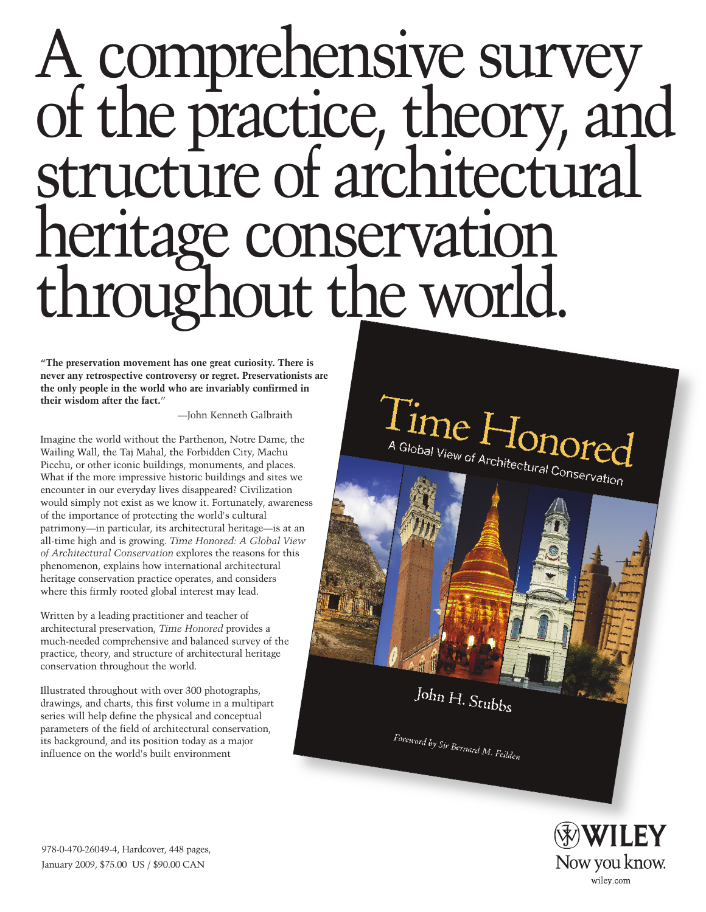# A comprehensive survey of the practice, theory, and structure of architectural heritage conservation throughout the world.

**"The preservation movement has one great curiosity. There is never any retrospective controversy or regret. Preservationists are the only people in the world who are invariably confirmed in their wisdom after the fact."**

—John Kenneth Galbraith

Imagine the world without the Parthenon, Notre Dame, the Wailing Wall, the Taj Mahal, the Forbidden City, Machu Picchu, or other iconic buildings, monuments, and places. What if the more impressive historic buildings and sites we encounter in our everyday lives disappeared? Civilization would simply not exist as we know it. Fortunately, awareness of the importance of protecting the world's cultural patrimony—in particular, its architectural heritage—is at an all-time high and is growing. *Time Honored: A Global View of Architectural Conservation* explores the reasons for this phenomenon, explains how international architectural heritage conservation practice operates, and considers where this firmly rooted global interest may lead.

Written by a leading practitioner and teacher of architectural preservation, *Time Honored* provides a much-needed comprehensive and balanced survey of the practice, theory, and structure of architectural heritage conservation throughout the world.

Illustrated throughout with over 300 photographs, drawings, and charts, this first volume in a multipart series will help define the physical and conceptual parameters of the field of architectural conservation, its background, and its position today as a major influence on the world's built environment

Time Honored

A Global View of Architectural Conservation

John H. Stubbs

Foreword by Sir Bernard M. Feilden

978-0-470-26049-4, Hardcover, 448 pages, January 2009, $75.00 US / $90.00 CAN

WILEY

Now you know.

wiley.com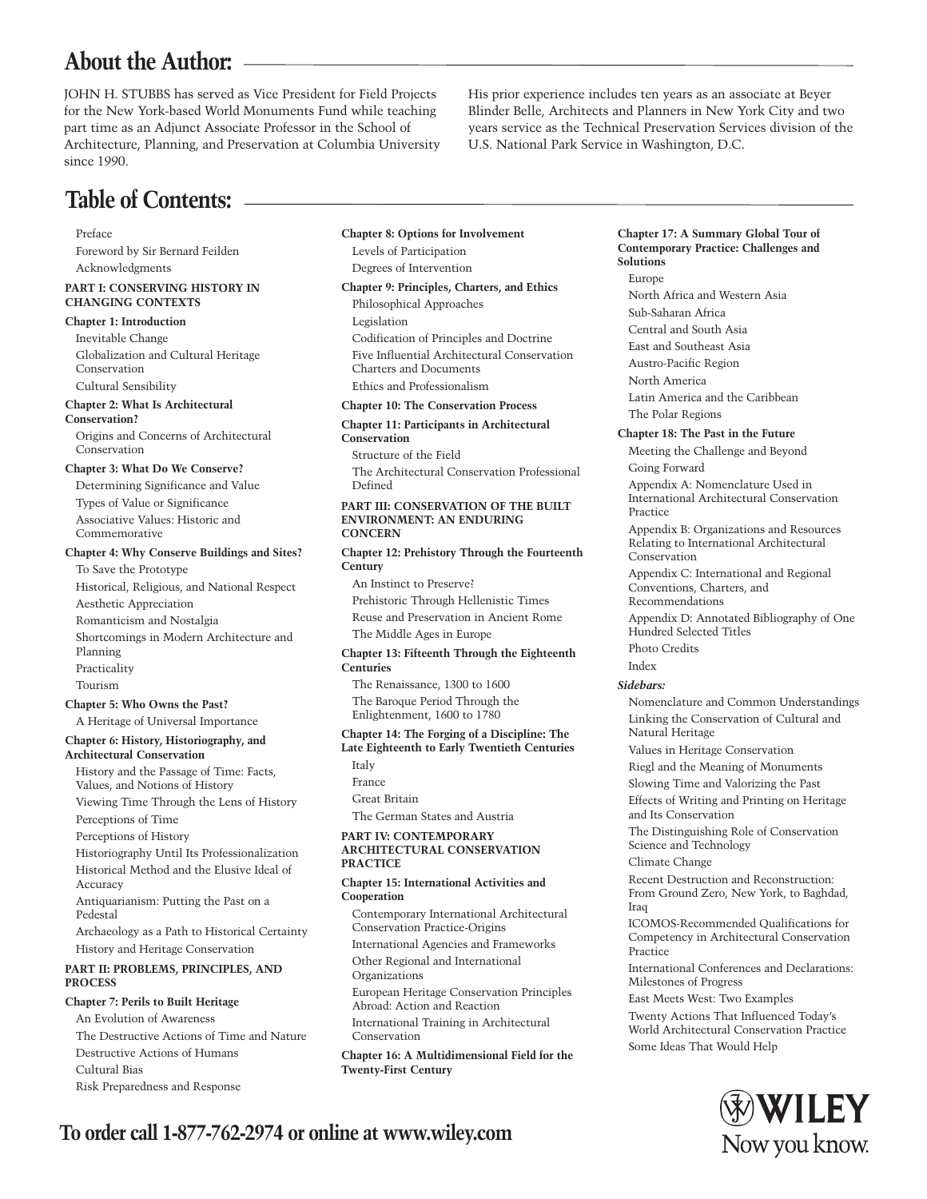## About the Author:

JOHN H. STUBBS has served as Vice President for Field Projects for the New York-based World Monuments Fund while teaching part time as an Adjunct Associate Professor in the School of Architecture, Planning, and Preservation at Columbia University since 1990.

His prior experience includes ten years as an associate at Beyer Blinder Belle, Architects and Planners in New York City and two years service as the Technical Preservation Services division of the U.S. National Park Service in Washington, D.C.

## Table of Contents:

- Preface
- Foreword by Sir Bernard Feilden
- Acknowledgments

**PART I: CONSERVING HISTORY IN CHANGING CONTEXTS**

**Chapter 1: Introduction**
- Inevitable Change
- Globalization and Cultural Heritage Conservation
- Cultural Sensibility

**Chapter 2: What Is Architectural Conservation?**
- Origins and Concerns of Architectural Conservation

**Chapter 3: What Do We Conserve?**
- Determining Significance and Value
- Types of Value or Significance
- Associative Values: Historic and Commemorative

**Chapter 4: Why Conserve Buildings and Sites?**
- To Save the Prototype
- Historical, Religious, and National Respect
- Aesthetic Appreciation
- Romanticism and Nostalgia
- Shortcomings in Modern Architecture and Planning
- Practicality
- Tourism

**Chapter 5: Who Owns the Past?**
- A Heritage of Universal Importance

**Chapter 6: History, Historiography, and Architectural Conservation**
- History and the Passage of Time: Facts, Values, and Notions of History
- Viewing Time Through the Lens of History
- Perceptions of Time
- Perceptions of History
- Historiography Until Its Professionalization
- Historical Method and the Elusive Ideal of Accuracy
- Antiquarianism: Putting the Past on a Pedestal
- Archaeology as a Path to Historical Certainty
- History and Heritage Conservation

**PART II: PROBLEMS, PRINCIPLES, AND PROCESS**

**Chapter 7: Perils to Built Heritage**
- An Evolution of Awareness
- The Destructive Actions of Time and Nature
- Destructive Actions of Humans
- Cultural Bias
- Risk Preparedness and Response

**Chapter 8: Options for Involvement**
- Levels of Participation
- Degrees of Intervention

**Chapter 9: Principles, Charters, and Ethics**
- Philosophical Approaches
- Legislation
- Codification of Principles and Doctrine
- Five Influential Architectural Conservation Charters and Documents
- Ethics and Professionalism

**Chapter 10: The Conservation Process**

**Chapter 11: Participants in Architectural Conservation**
- Structure of the Field
- The Architectural Conservation Professional Defined

**PART III: CONSERVATION OF THE BUILT ENVIRONMENT: AN ENDURING CONCERN**

**Chapter 12: Prehistory Through the Fourteenth Century**
- An Instinct to Preserve?
- Prehistoric Through Hellenistic Times
- Reuse and Preservation in Ancient Rome
- The Middle Ages in Europe

**Chapter 13: Fifteenth Through the Eighteenth Centuries**
- The Renaissance, 1300 to 1600
- The Baroque Period Through the Enlightenment, 1600 to 1780

**Chapter 14: The Forging of a Discipline: The Late Eighteenth to Early Twentieth Centuries**
- Italy
- France
- Great Britain
- The German States and Austria

**PART IV: CONTEMPORARY ARCHITECTURAL CONSERVATION PRACTICE**

**Chapter 15: International Activities and Cooperation**
- Contemporary International Architectural Conservation Practice-Origins
- International Agencies and Frameworks
- Other Regional and International Organizations
- European Heritage Conservation Principles Abroad: Action and Reaction
- International Training in Architectural Conservation

**Chapter 16: A Multidimensional Field for the Twenty-First Century**

**Chapter 17: A Summary Global Tour of Contemporary Practice: Challenges and Solutions**
- Europe
- North Africa and Western Asia
- Sub-Saharan Africa
- Central and South Asia
- East and Southeast Asia
- Austro-Pacific Region
- North America
- Latin America and the Caribbean
- The Polar Regions

**Chapter 18: The Past in the Future**
- Meeting the Challenge and Beyond
- Going Forward
- Appendix A: Nomenclature Used in International Architectural Conservation Practice
- Appendix B: Organizations and Resources Relating to International Architectural Conservation
- Appendix C: International and Regional Conventions, Charters, and Recommendations
- Appendix D: Annotated Bibliography of One Hundred Selected Titles
- Photo Credits
- Index

***Sidebars:***
- Nomenclature and Common Understandings
- Linking the Conservation of Cultural and Natural Heritage
- Values in Heritage Conservation
- Riegl and the Meaning of Monuments
- Slowing Time and Valorizing the Past
- Effects of Writing and Printing on Heritage and Its Conservation
- The Distinguishing Role of Conservation Science and Technology
- Climate Change
- Recent Destruction and Reconstruction: From Ground Zero, New York, to Baghdad, Iraq
- ICOMOS-Recommended Qualifications for Competency in Architectural Conservation Practice
- International Conferences and Declarations: Milestones of Progress
- East Meets West: Two Examples
- Twenty Actions That Influenced Today's World Architectural Conservation Practice
- Some Ideas That Would Help

**To order call 1-877-762-2974 or online at www.wiley.com**

WILEY
Now you know.